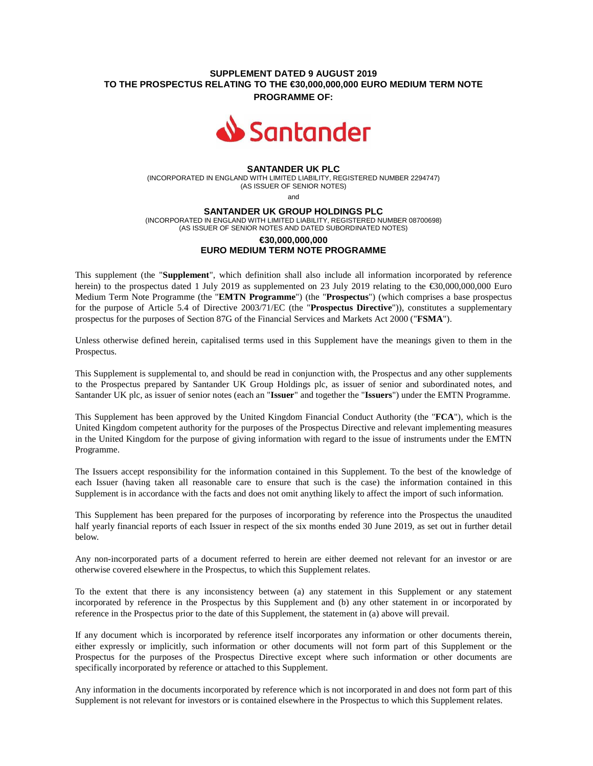**SUPPLEMENT DATED 9 AUGUST 2019**
**TO THE PROSPECTUS RELATING TO THE €30,000,000,000 EURO MEDIUM TERM NOTE PROGRAMME OF:**

Santander

**SANTANDER UK PLC**
(INCORPORATED IN ENGLAND WITH LIMITED LIABILITY, REGISTERED NUMBER 2294747)
(AS ISSUER OF SENIOR NOTES)

and

**SANTANDER UK GROUP HOLDINGS PLC**
(INCORPORATED IN ENGLAND WITH LIMITED LIABILITY, REGISTERED NUMBER 08700698)
(AS ISSUER OF SENIOR NOTES AND DATED SUBORDINATED NOTES)

**€30,000,000,000**
**EURO MEDIUM TERM NOTE PROGRAMME**

This supplement (the "**Supplement**", which definition shall also include all information incorporated by reference herein) to the prospectus dated 1 July 2019 as supplemented on 23 July 2019 relating to the €30,000,000,000 Euro Medium Term Note Programme (the "**EMTN Programme**") (the "**Prospectus**") (which comprises a base prospectus for the purpose of Article 5.4 of Directive 2003/71/EC (the "**Prospectus Directive**")), constitutes a supplementary prospectus for the purposes of Section 87G of the Financial Services and Markets Act 2000 ("**FSMA**").

Unless otherwise defined herein, capitalised terms used in this Supplement have the meanings given to them in the Prospectus.

This Supplement is supplemental to, and should be read in conjunction with, the Prospectus and any other supplements to the Prospectus prepared by Santander UK Group Holdings plc, as issuer of senior and subordinated notes, and Santander UK plc, as issuer of senior notes (each an "**Issuer**" and together the "**Issuers**") under the EMTN Programme.

This Supplement has been approved by the United Kingdom Financial Conduct Authority (the "**FCA**"), which is the United Kingdom competent authority for the purposes of the Prospectus Directive and relevant implementing measures in the United Kingdom for the purpose of giving information with regard to the issue of instruments under the EMTN Programme.

The Issuers accept responsibility for the information contained in this Supplement. To the best of the knowledge of each Issuer (having taken all reasonable care to ensure that such is the case) the information contained in this Supplement is in accordance with the facts and does not omit anything likely to affect the import of such information.

This Supplement has been prepared for the purposes of incorporating by reference into the Prospectus the unaudited half yearly financial reports of each Issuer in respect of the six months ended 30 June 2019, as set out in further detail below.

Any non-incorporated parts of a document referred to herein are either deemed not relevant for an investor or are otherwise covered elsewhere in the Prospectus, to which this Supplement relates.

To the extent that there is any inconsistency between (a) any statement in this Supplement or any statement incorporated by reference in the Prospectus by this Supplement and (b) any other statement in or incorporated by reference in the Prospectus prior to the date of this Supplement, the statement in (a) above will prevail.

If any document which is incorporated by reference itself incorporates any information or other documents therein, either expressly or implicitly, such information or other documents will not form part of this Supplement or the Prospectus for the purposes of the Prospectus Directive except where such information or other documents are specifically incorporated by reference or attached to this Supplement.

Any information in the documents incorporated by reference which is not incorporated in and does not form part of this Supplement is not relevant for investors or is contained elsewhere in the Prospectus to which this Supplement relates.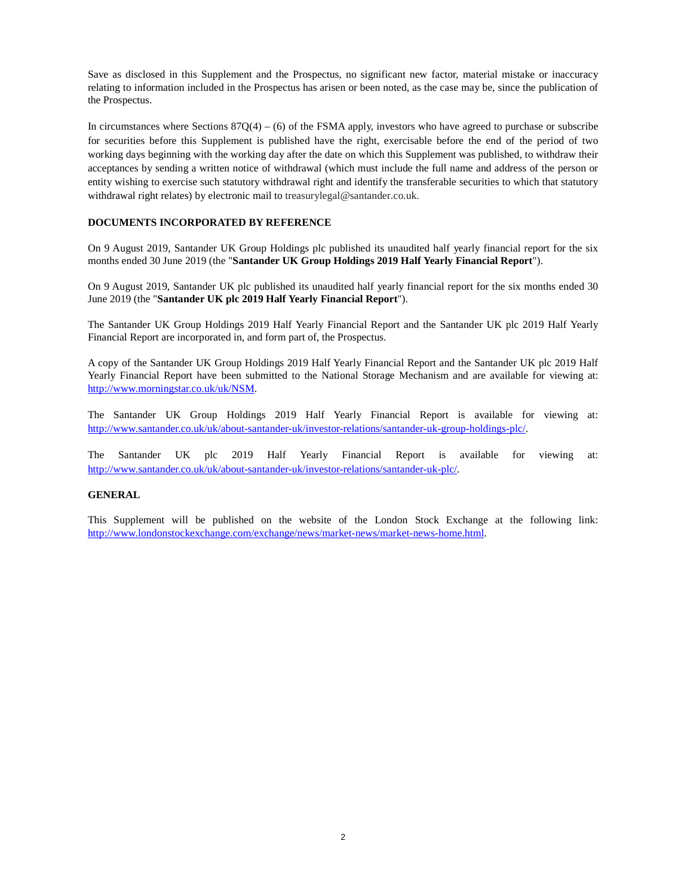Save as disclosed in this Supplement and the Prospectus, no significant new factor, material mistake or inaccuracy relating to information included in the Prospectus has arisen or been noted, as the case may be, since the publication of the Prospectus.

In circumstances where Sections 87Q(4) – (6) of the FSMA apply, investors who have agreed to purchase or subscribe for securities before this Supplement is published have the right, exercisable before the end of the period of two working days beginning with the working day after the date on which this Supplement was published, to withdraw their acceptances by sending a written notice of withdrawal (which must include the full name and address of the person or entity wishing to exercise such statutory withdrawal right and identify the transferable securities to which that statutory withdrawal right relates) by electronic mail to treasurylegal@santander.co.uk.

**DOCUMENTS INCORPORATED BY REFERENCE**

On 9 August 2019, Santander UK Group Holdings plc published its unaudited half yearly financial report for the six months ended 30 June 2019 (the "**Santander UK Group Holdings 2019 Half Yearly Financial Report**").

On 9 August 2019, Santander UK plc published its unaudited half yearly financial report for the six months ended 30 June 2019 (the "**Santander UK plc 2019 Half Yearly Financial Report**").

The Santander UK Group Holdings 2019 Half Yearly Financial Report and the Santander UK plc 2019 Half Yearly Financial Report are incorporated in, and form part of, the Prospectus.

A copy of the Santander UK Group Holdings 2019 Half Yearly Financial Report and the Santander UK plc 2019 Half Yearly Financial Report have been submitted to the National Storage Mechanism and are available for viewing at: http://www.morningstar.co.uk/uk/NSM.

The Santander UK Group Holdings 2019 Half Yearly Financial Report is available for viewing at: http://www.santander.co.uk/uk/about-santander-uk/investor-relations/santander-uk-group-holdings-plc/.

The Santander UK plc 2019 Half Yearly Financial Report is available for viewing at: http://www.santander.co.uk/uk/about-santander-uk/investor-relations/santander-uk-plc/.

**GENERAL**

This Supplement will be published on the website of the London Stock Exchange at the following link: http://www.londonstockexchange.com/exchange/news/market-news/market-news-home.html.